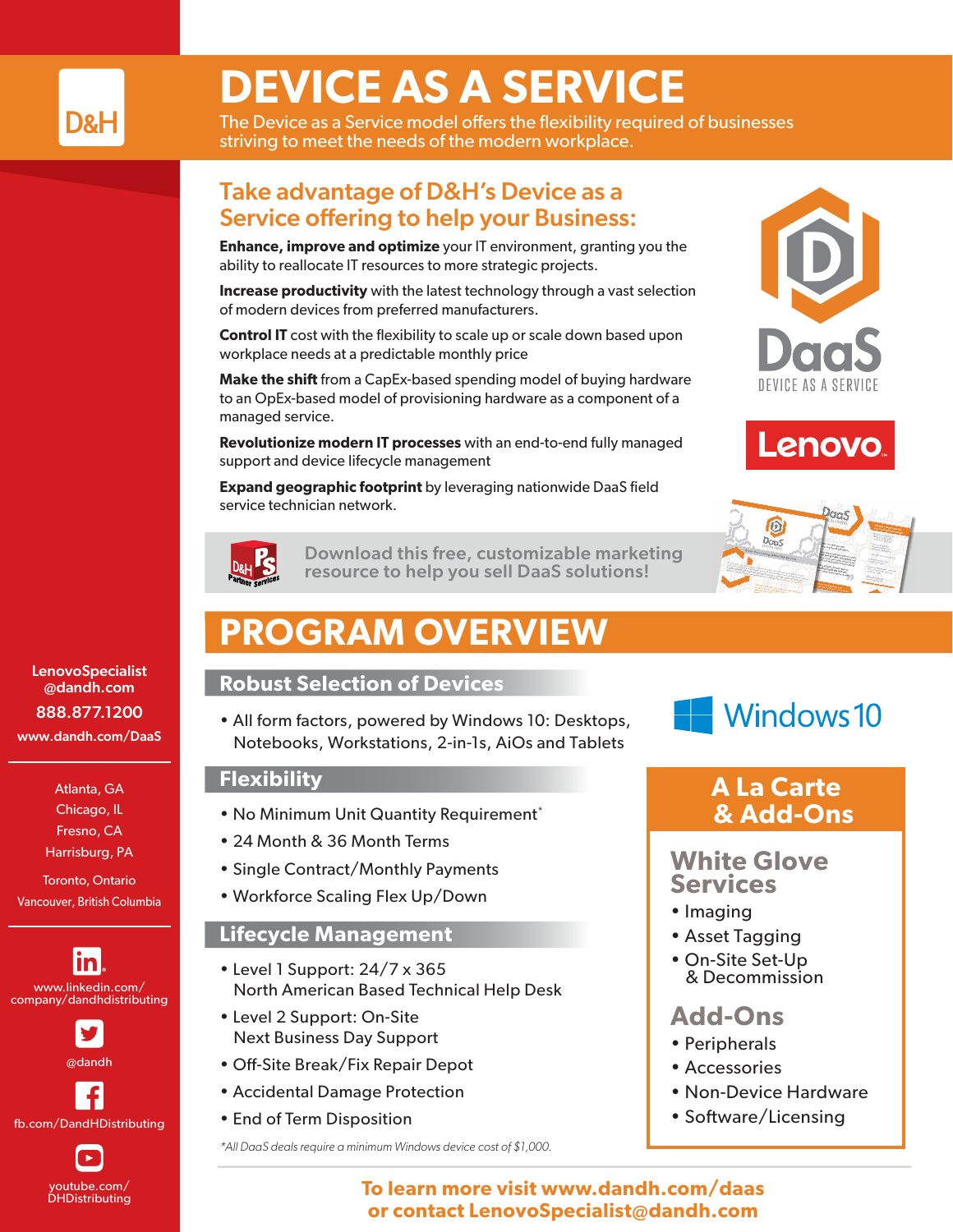D&H

# DEVICE AS A SERVICE

The Device as a Service model offers the flexibility required of businesses striving to meet the needs of the modern workplace.

## Take advantage of D&H's Device as a Service offering to help your Business:

**Enhance, improve and optimize** your IT environment, granting you the ability to reallocate IT resources to more strategic projects.

**Increase productivity** with the latest technology through a vast selection of modern devices from preferred manufacturers.

**Control IT** cost with the flexibility to scale up or scale down based upon workplace needs at a predictable monthly price

**Make the shift** from a CapEx-based spending model of buying hardware to an OpEx-based model of provisioning hardware as a component of a managed service.

**Revolutionize modern IT processes** with an end-to-end fully managed support and device lifecycle management

**Expand geographic footprint** by leveraging nationwide DaaS field service technician network.

DaaS DEVICE AS A SERVICE

Lenovo

D&H Partner Services

Download this free, customizable marketing resource to help you sell DaaS solutions!

# PROGRAM OVERVIEW

### Robust Selection of Devices

- All form factors, powered by Windows 10: Desktops, Notebooks, Workstations, 2-in-1s, AiOs and Tablets

Windows 10

### Flexibility

- No Minimum Unit Quantity Requirement*
- 24 Month & 36 Month Terms
- Single Contract/Monthly Payments
- Workforce Scaling Flex Up/Down

### Lifecycle Management

- Level 1 Support: 24/7 x 365 North American Based Technical Help Desk
- Level 2 Support: On-Site Next Business Day Support
- Off-Site Break/Fix Repair Depot
- Accidental Damage Protection
- End of Term Disposition

*All DaaS deals require a minimum Windows device cost of $1,000.*

### A La Carte & Add-Ons

#### White Glove Services

- Imaging
- Asset Tagging
- On-Site Set-Up & Decommission

#### Add-Ons

- Peripherals
- Accessories
- Non-Device Hardware
- Software/Licensing

**To learn more visit www.dandh.com/daas or contact LenovoSpecialist@dandh.com**

LenovoSpecialist@dandh.com
888.877.1200
www.dandh.com/DaaS

Atlanta, GA
Chicago, IL
Fresno, CA
Harrisburg, PA
Toronto, Ontario
Vancouver, British Columbia

www.linkedin.com/company/dandhdistributing
@dandh
fb.com/DandHDistributing
youtube.com/DHDistributing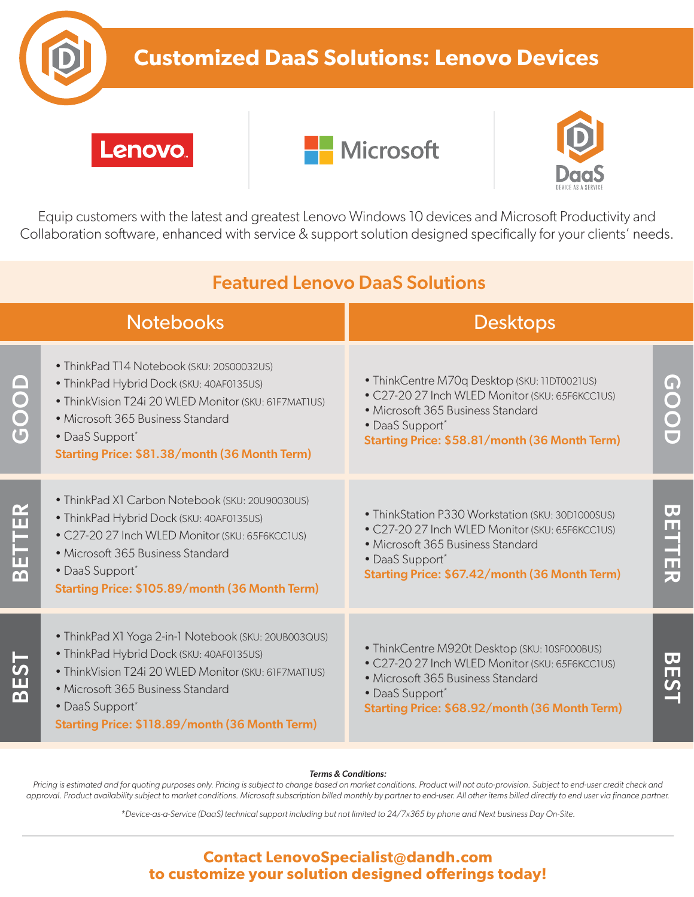# Customized DaaS Solutions: Lenovo Devices

Lenovo | Microsoft | DaaS DEVICE AS A SERVICE

Equip customers with the latest and greatest Lenovo Windows 10 devices and Microsoft Productivity and Collaboration software, enhanced with service & support solution designed specifically for your clients' needs.

## Featured Lenovo DaaS Solutions

| | Notebooks | Desktops |
|---|---|---|
| GOOD | • ThinkPad T14 Notebook (SKU: 20S00032US)<br>• ThinkPad Hybrid Dock (SKU: 40AF0135US)<br>• ThinkVision T24i 20 WLED Monitor (SKU: 61F7MAT1US)<br>• Microsoft 365 Business Standard<br>• DaaS Support*<br>**Starting Price: $81.38/month (36 Month Term)** | • ThinkCentre M70q Desktop (SKU: 11DT0021US)<br>• C27-20 27 Inch WLED Monitor (SKU: 65F6KCC1US)<br>• Microsoft 365 Business Standard<br>• DaaS Support*<br>**Starting Price: $58.81/month (36 Month Term)** |
| BETTER | • ThinkPad X1 Carbon Notebook (SKU: 20U90030US)<br>• ThinkPad Hybrid Dock (SKU: 40AF0135US)<br>• C27-20 27 Inch WLED Monitor (SKU: 65F6KCC1US)<br>• Microsoft 365 Business Standard<br>• DaaS Support*<br>**Starting Price: $105.89/month (36 Month Term)** | • ThinkStation P330 Workstation (SKU: 30D1000SUS)<br>• C27-20 27 Inch WLED Monitor (SKU: 65F6KCC1US)<br>• Microsoft 365 Business Standard<br>• DaaS Support*<br>**Starting Price: $67.42/month (36 Month Term)** |
| BEST | • ThinkPad X1 Yoga 2-in-1 Notebook (SKU: 20UB003QUS)<br>• ThinkPad Hybrid Dock (SKU: 40AF0135US)<br>• ThinkVision T24i 20 WLED Monitor (SKU: 61F7MAT1US)<br>• Microsoft 365 Business Standard<br>• DaaS Support*<br>**Starting Price: $118.89/month (36 Month Term)** | • ThinkCentre M920t Desktop (SKU: 10SF000BUS)<br>• C27-20 27 Inch WLED Monitor (SKU: 65F6KCC1US)<br>• Microsoft 365 Business Standard<br>• DaaS Support*<br>**Starting Price: $68.92/month (36 Month Term)** |

***Terms & Conditions:***

*Pricing is estimated and for quoting purposes only. Pricing is subject to change based on market conditions. Product will not auto-provision. Subject to end-user credit check and approval. Product availability subject to market conditions. Microsoft subscription billed monthly by partner to end-user. All other items billed directly to end user via finance partner.*

*\*Device-as-a-Service (DaaS) technical support including but not limited to 24/7x365 by phone and Next business Day On-Site.*

**Contact LenovoSpecialist@dandh.com to customize your solution designed offerings today!**